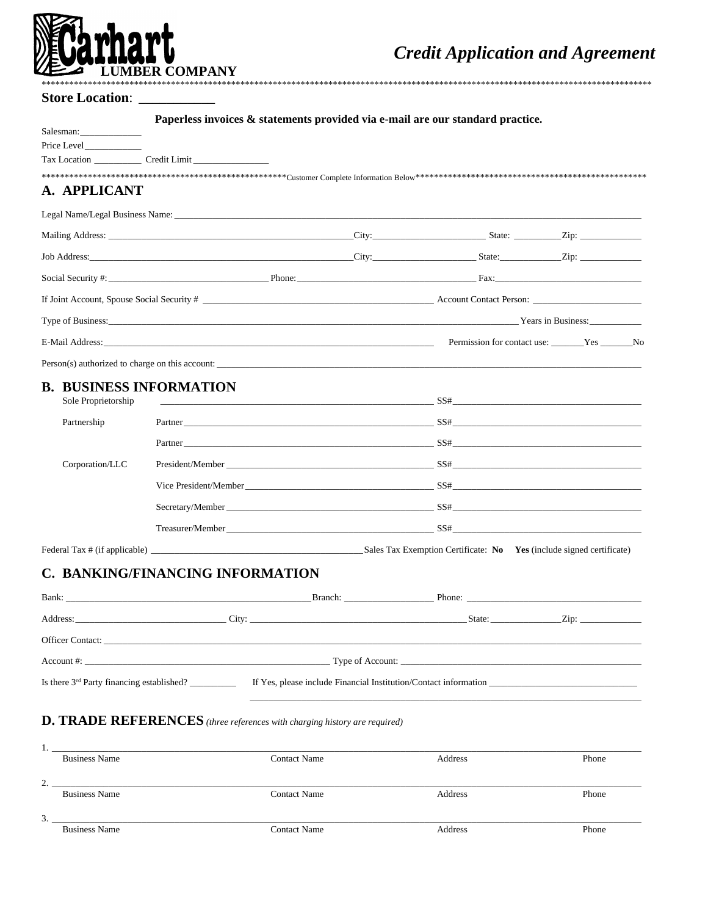**Carhart**
**LUMBER COMPANY**

# *Credit Application and Agreement*

**Store Location**: ___________

**Paperless invoices & statements provided via e-mail are our standard practice.**

Salesman:_____________
Price Level____________
Tax Location __________ Credit Limit ________________

*****************************************************Customer Complete Information Below***************************************************

## A. APPLICANT

Legal Name/Legal Business Name: ______________________________________________

Mailing Address: ______________________ City: ______________ State: ________ Zip: __________

Job Address: ______________________ City: ______________ State: ________ Zip: __________

Social Security #: ______________ Phone: ______________ Fax: ______________

If Joint Account, Spouse Social Security # ______________ Account Contact Person: ______________

Type of Business: ______________________________ Years in Business: __________

E-Mail Address: ______________________________ Permission for contact use: _______Yes _______No

Person(s) authorized to charge on this account: ______________________________

## B. BUSINESS INFORMATION

| | | |
|---|---|---|
| Sole Proprietorship | ______________________ | SS# ______________ |
| Partnership | Partner ______________ | SS# ______________ |
| | Partner ______________ | SS# ______________ |
| Corporation/LLC | President/Member ______________ | SS# ______________ |
| | Vice President/Member ______________ | SS# ______________ |
| | Secretary/Member ______________ | SS# ______________ |
| | Treasurer/Member ______________ | SS# ______________ |

Federal Tax # (if applicable) ______________________ Sales Tax Exemption Certificate: **No** **Yes** (include signed certificate)

## C. BANKING/FINANCING INFORMATION

Bank: ______________________ Branch: ______________ Phone: ______________

Address: ______________ City: ______________ State: ________ Zip: __________

Officer Contact: ______________________________

Account #: ______________________ Type of Account: ______________________

Is there 3rd Party financing established? __________ If Yes, please include Financial Institution/Contact information ______________________________

______________________________________________

## D. TRADE REFERENCES *(three references with charging history are required)*

1. ______________________________________________________________
Business Name — Contact Name — Address — Phone

2. ______________________________________________________________
Business Name — Contact Name — Address — Phone

3. ______________________________________________________________
Business Name — Contact Name — Address — Phone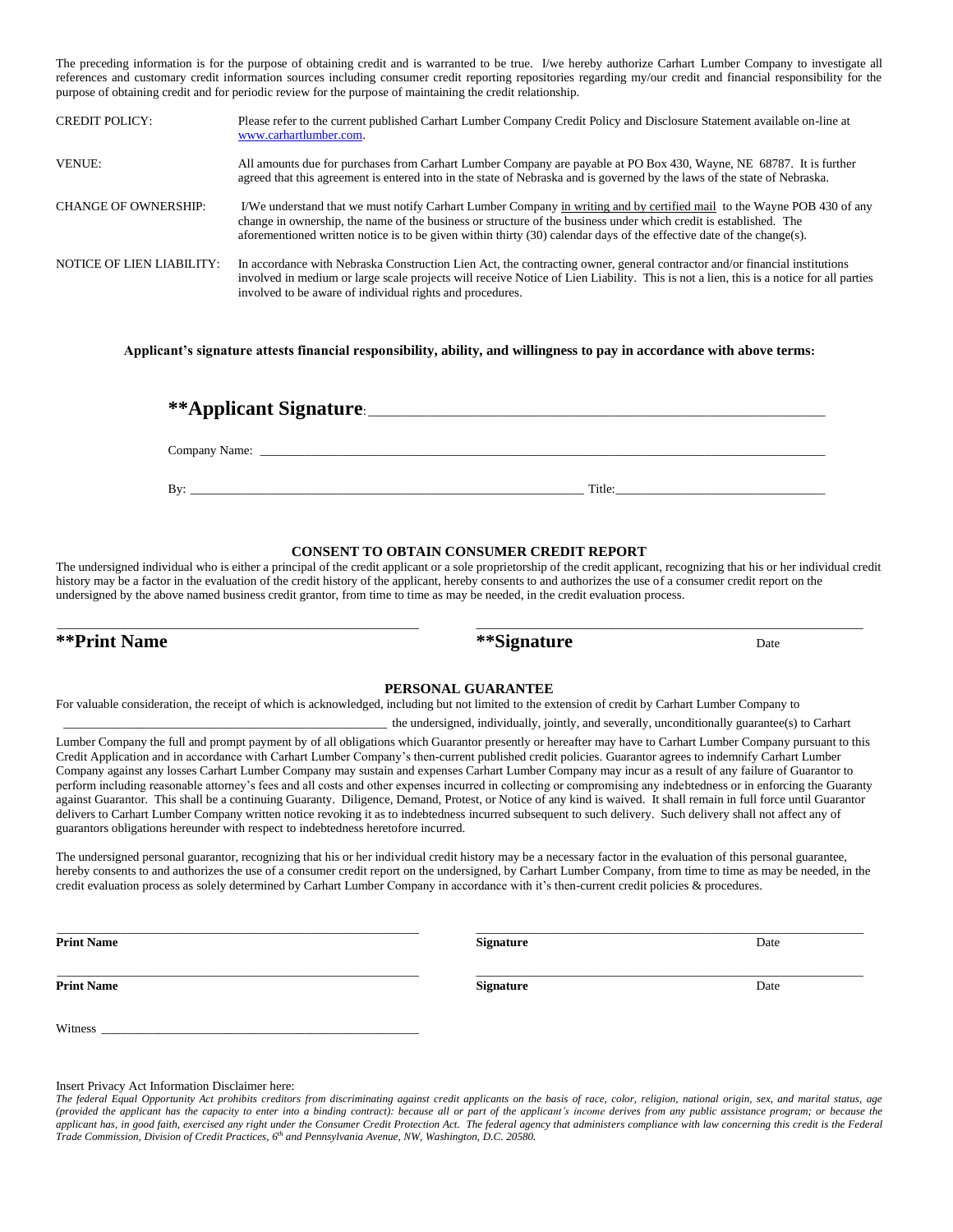The preceding information is for the purpose of obtaining credit and is warranted to be true. I/we hereby authorize Carhart Lumber Company to investigate all references and customary credit information sources including consumer credit reporting repositories regarding my/our credit and financial responsibility for the purpose of obtaining credit and for periodic review for the purpose of maintaining the credit relationship.

| | |
|---|---|
| CREDIT POLICY: | Please refer to the current published Carhart Lumber Company Credit Policy and Disclosure Statement available on-line at www.carhartlumber.com. |
| VENUE: | All amounts due for purchases from Carhart Lumber Company are payable at PO Box 430, Wayne, NE 68787. It is further agreed that this agreement is entered into in the state of Nebraska and is governed by the laws of the state of Nebraska. |
| CHANGE OF OWNERSHIP: | I/We understand that we must notify Carhart Lumber Company in writing and by certified mail to the Wayne POB 430 of any change in ownership, the name of the business or structure of the business under which credit is established. The aforementioned written notice is to be given within thirty (30) calendar days of the effective date of the change(s). |
| NOTICE OF LIEN LIABILITY: | In accordance with Nebraska Construction Lien Act, the contracting owner, general contractor and/or financial institutions involved in medium or large scale projects will receive Notice of Lien Liability. This is not a lien, this is a notice for all parties involved to be aware of individual rights and procedures. |

**Applicant's signature attests financial responsibility, ability, and willingness to pay in accordance with above terms:**

**\*\*Applicant Signature**: ______________________________________________

Company Name: ______________________________________________

By: ______________________________________ Title: ______________________

## CONSENT TO OBTAIN CONSUMER CREDIT REPORT

The undersigned individual who is either a principal of the credit applicant or a sole proprietorship of the credit applicant, recognizing that his or her individual credit history may be a factor in the evaluation of the credit history of the applicant, hereby consents to and authorizes the use of a consumer credit report on the undersigned by the above named business credit grantor, from time to time as may be needed, in the credit evaluation process.

______________________________________ ______________________________________

**\*\*Print Name** **\*\*Signature** Date

## PERSONAL GUARANTEE

For valuable consideration, the receipt of which is acknowledged, including but not limited to the extension of credit by Carhart Lumber Company to ______________________________________ the undersigned, individually, jointly, and severally, unconditionally guarantee(s) to Carhart Lumber Company the full and prompt payment by of all obligations which Guarantor presently or hereafter may have to Carhart Lumber Company pursuant to this Credit Application and in accordance with Carhart Lumber Company's then-current published credit policies. Guarantor agrees to indemnify Carhart Lumber Company against any losses Carhart Lumber Company may sustain and expenses Carhart Lumber Company may incur as a result of any failure of Guarantor to perform including reasonable attorney's fees and all costs and other expenses incurred in collecting or compromising any indebtedness or in enforcing the Guaranty against Guarantor. This shall be a continuing Guaranty. Diligence, Demand, Protest, or Notice of any kind is waived. It shall remain in full force until Guarantor delivers to Carhart Lumber Company written notice revoking it as to indebtedness incurred subsequent to such delivery. Such delivery shall not affect any of guarantors obligations hereunder with respect to indebtedness heretofore incurred.

The undersigned personal guarantor, recognizing that his or her individual credit history may be a necessary factor in the evaluation of this personal guarantee, hereby consents to and authorizes the use of a consumer credit report on the undersigned, by Carhart Lumber Company, from time to time as may be needed, in the credit evaluation process as solely determined by Carhart Lumber Company in accordance with it's then-current credit policies & procedures.

______________________________________ ______________________________________

**Print Name** **Signature** Date

______________________________________ ______________________________________

**Print Name** **Signature** Date

Witness ______________________________________

Insert Privacy Act Information Disclaimer here:

*The federal Equal Opportunity Act prohibits creditors from discriminating against credit applicants on the basis of race, color, religion, national origin, sex, and marital status, age (provided the applicant has the capacity to enter into a binding contract): because all or part of the applicant's income derives from any public assistance program; or because the applicant has, in good faith, exercised any right under the Consumer Credit Protection Act. The federal agency that administers compliance with law concerning this credit is the Federal Trade Commission, Division of Credit Practices, 6th and Pennsylvania Avenue, NW, Washington, D.C. 20580.*